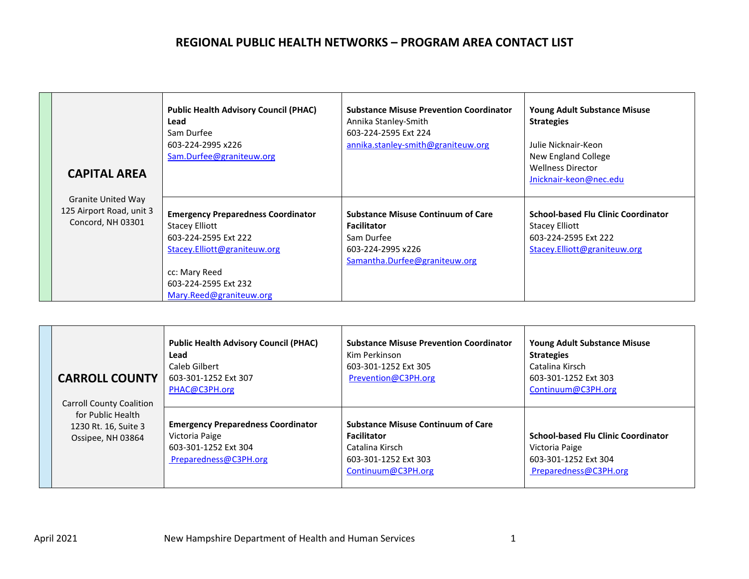# REGIONAL PUBLIC HEALTH NETWORKS – PROGRAM AREA CONTACT LIST

| Region | | | |
|---|---|---|---|
| **CAPITAL AREA**<br><br>Granite United Way<br>125 Airport Road, unit 3<br>Concord, NH 03301 | **Public Health Advisory Council (PHAC) Lead**<br>Sam Durfee<br>603-224-2995 x226<br>Sam.Durfee@graniteuw.org | **Substance Misuse Prevention Coordinator**<br>Annika Stanley-Smith<br>603-224-2595 Ext 224<br>annika.stanley-smith@graniteuw.org | **Young Adult Substance Misuse Strategies**<br><br>Julie Nicknair-Keon<br>New England College<br>Wellness Director<br>Jnicknair-keon@nec.edu |
| | **Emergency Preparedness Coordinator**<br>Stacey Elliott<br>603-224-2595 Ext 222<br>Stacey.Elliott@graniteuw.org<br><br>cc: Mary Reed<br>603-224-2595 Ext 232<br>Mary.Reed@graniteuw.org | **Substance Misuse Continuum of Care Facilitator**<br>Sam Durfee<br>603-224-2995 x226<br>Samantha.Durfee@graniteuw.org | **School-based Flu Clinic Coordinator**<br>Stacey Elliott<br>603-224-2595 Ext 222<br>Stacey.Elliott@graniteuw.org |

| Region | | | |
|---|---|---|---|
| **CARROLL COUNTY**<br><br>Carroll County Coalition for Public Health<br>1230 Rt. 16, Suite 3<br>Ossipee, NH 03864 | **Public Health Advisory Council (PHAC) Lead**<br>Caleb Gilbert<br>603-301-1252 Ext 307<br>PHAC@C3PH.org | **Substance Misuse Prevention Coordinator**<br>Kim Perkinson<br>603-301-1252 Ext 305<br>Prevention@C3PH.org | **Young Adult Substance Misuse Strategies**<br>Catalina Kirsch<br>603-301-1252 Ext 303<br>Continuum@C3PH.org |
| | **Emergency Preparedness Coordinator**<br>Victoria Paige<br>603-301-1252 Ext 304<br>Preparedness@C3PH.org | **Substance Misuse Continuum of Care Facilitator**<br>Catalina Kirsch<br>603-301-1252 Ext 303<br>Continuum@C3PH.org | **School-based Flu Clinic Coordinator**<br>Victoria Paige<br>603-301-1252 Ext 304<br>Preparedness@C3PH.org |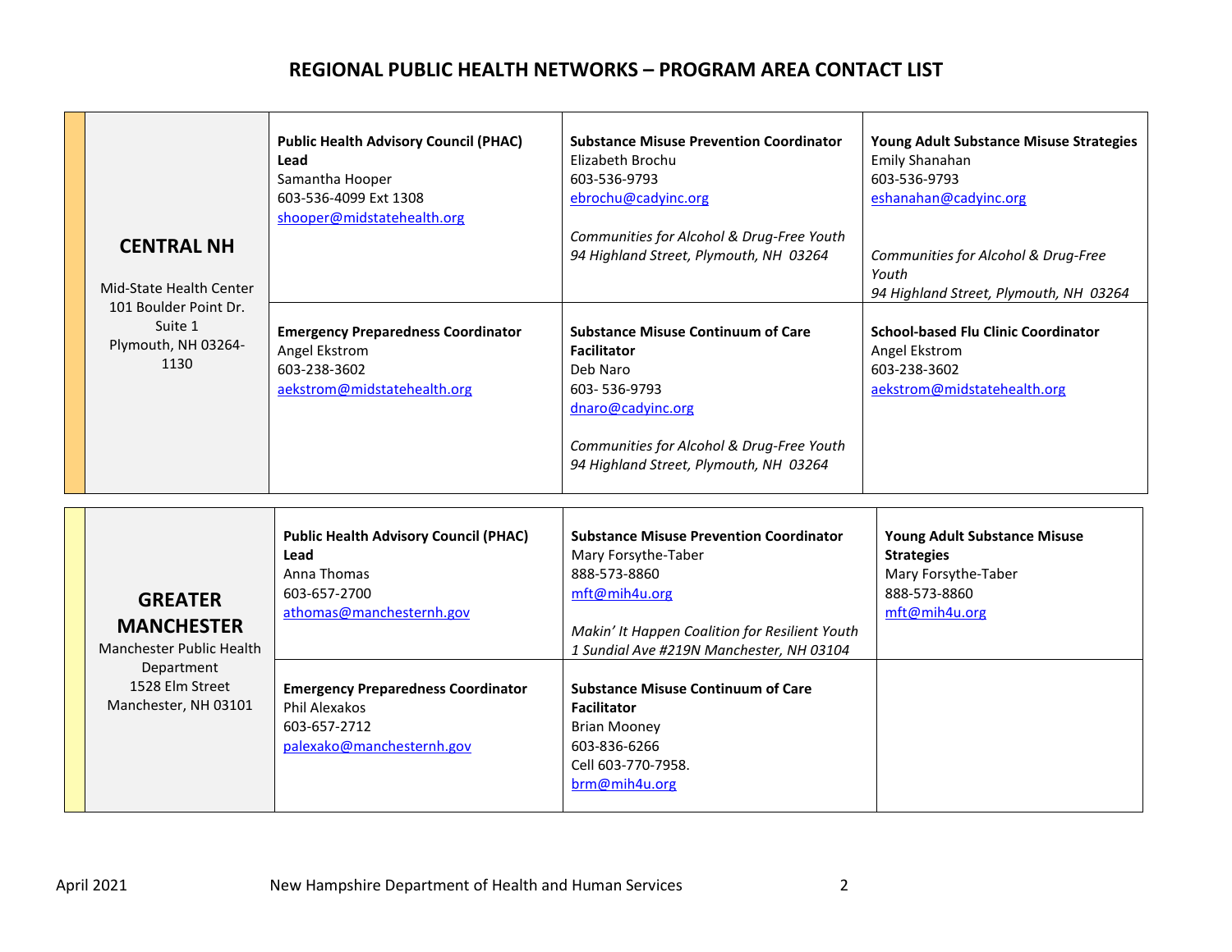## REGIONAL PUBLIC HEALTH NETWORKS – PROGRAM AREA CONTACT LIST

| Region | | | |
|---|---|---|---|
| **CENTRAL NH**<br><br>Mid-State Health Center<br>101 Boulder Point Dr. Suite 1<br>Plymouth, NH 03264-1130 | **Public Health Advisory Council (PHAC) Lead**<br>Samantha Hooper<br>603-536-4099 Ext 1308<br>shooper@midstatehealth.org | **Substance Misuse Prevention Coordinator**<br>Elizabeth Brochu<br>603-536-9793<br>ebrochu@cadyinc.org<br><br>*Communities for Alcohol & Drug-Free Youth*<br>*94 Highland Street, Plymouth, NH 03264* | **Young Adult Substance Misuse Strategies**<br>Emily Shanahan<br>603-536-9793<br>eshanahan@cadyinc.org<br><br>*Communities for Alcohol & Drug-Free Youth*<br>*94 Highland Street, Plymouth, NH 03264* |
| | **Emergency Preparedness Coordinator**<br>Angel Ekstrom<br>603-238-3602<br>aekstrom@midstatehealth.org | **Substance Misuse Continuum of Care Facilitator**<br>Deb Naro<br>603- 536-9793<br>dnaro@cadyinc.org<br><br>*Communities for Alcohol & Drug-Free Youth*<br>*94 Highland Street, Plymouth, NH 03264* | **School-based Flu Clinic Coordinator**<br>Angel Ekstrom<br>603-238-3602<br>aekstrom@midstatehealth.org |

| Region | | | |
|---|---|---|---|
| **GREATER MANCHESTER**<br>Manchester Public Health Department<br>1528 Elm Street<br>Manchester, NH 03101 | **Public Health Advisory Council (PHAC) Lead**<br>Anna Thomas<br>603-657-2700<br>athomas@manchesternh.gov | **Substance Misuse Prevention Coordinator**<br>Mary Forsythe-Taber<br>888-573-8860<br>mft@mih4u.org<br><br>*Makin' It Happen Coalition for Resilient Youth*<br>*1 Sundial Ave #219N Manchester, NH 03104* | **Young Adult Substance Misuse Strategies**<br>Mary Forsythe-Taber<br>888-573-8860<br>mft@mih4u.org |
| | **Emergency Preparedness Coordinator**<br>Phil Alexakos<br>603-657-2712<br>palexako@manchesternh.gov | **Substance Misuse Continuum of Care Facilitator**<br>Brian Mooney<br>603-836-6266<br>Cell 603-770-7958.<br>brm@mih4u.org | |

April 2021 New Hampshire Department of Health and Human Services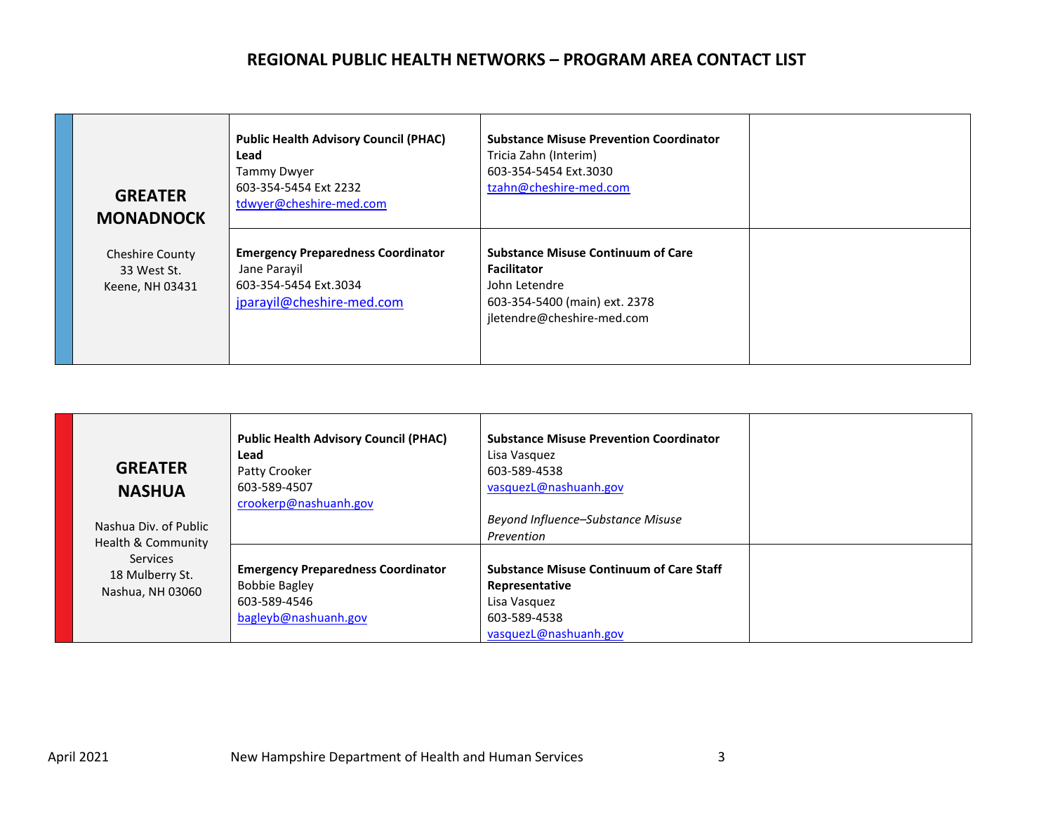# REGIONAL PUBLIC HEALTH NETWORKS – PROGRAM AREA CONTACT LIST

| | | | |
|---|---|---|---|
| **GREATER MONADNOCK**<br><br>Cheshire County<br>33 West St.<br>Keene, NH 03431 | **Public Health Advisory Council (PHAC) Lead**<br>Tammy Dwyer<br>603-354-5454 Ext 2232<br>tdwyer@cheshire-med.com | **Substance Misuse Prevention Coordinator**<br>Tricia Zahn (Interim)<br>603-354-5454 Ext.3030<br>tzahn@cheshire-med.com | |
| | **Emergency Preparedness Coordinator**<br>Jane Parayil<br>603-354-5454 Ext.3034<br>jparayil@cheshire-med.com | **Substance Misuse Continuum of Care Facilitator**<br>John Letendre<br>603-354-5400 (main) ext. 2378<br>jletendre@cheshire-med.com | |

| | | | |
|---|---|---|---|
| **GREATER NASHUA**<br><br>Nashua Div. of Public Health & Community Services<br>18 Mulberry St.<br>Nashua, NH 03060 | **Public Health Advisory Council (PHAC) Lead**<br>Patty Crooker<br>603-589-4507<br>crookerp@nashuanh.gov | **Substance Misuse Prevention Coordinator**<br>Lisa Vasquez<br>603-589-4538<br>vasquezL@nashuanh.gov<br><br>*Beyond Influence–Substance Misuse Prevention* | |
| | **Emergency Preparedness Coordinator**<br>Bobbie Bagley<br>603-589-4546<br>bagleyb@nashuanh.gov | **Substance Misuse Continuum of Care Staff Representative**<br>Lisa Vasquez<br>603-589-4538<br>vasquezL@nashuanh.gov | |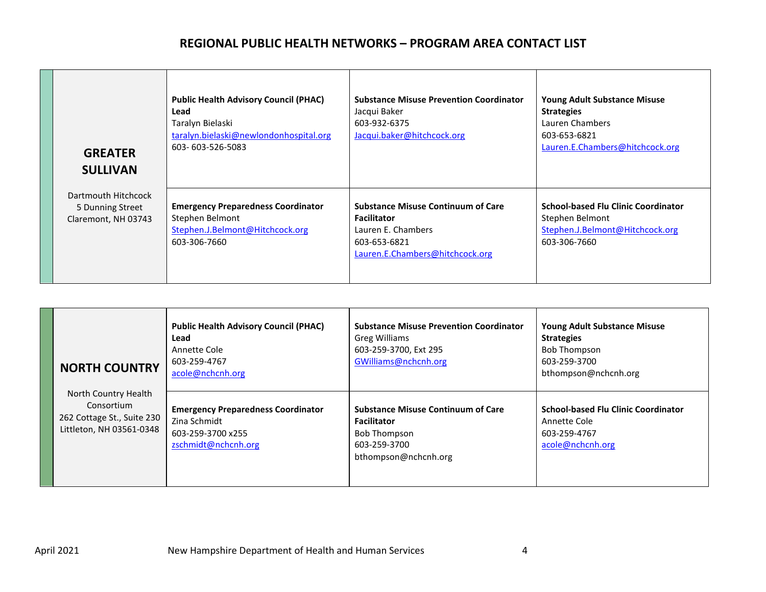# REGIONAL PUBLIC HEALTH NETWORKS – PROGRAM AREA CONTACT LIST

| Region | | | |
|---|---|---|---|
| **GREATER SULLIVAN**<br><br>Dartmouth Hitchcock<br>5 Dunning Street<br>Claremont, NH 03743 | **Public Health Advisory Council (PHAC) Lead**<br>Taralyn Bielaski<br>taralyn.bielaski@newlondonhospital.org<br>603- 603-526-5083 | **Substance Misuse Prevention Coordinator**<br>Jacqui Baker<br>603-932-6375<br>Jacqui.baker@hitchcock.org | **Young Adult Substance Misuse Strategies**<br>Lauren Chambers<br>603-653-6821<br>Lauren.E.Chambers@hitchcock.org |
| | **Emergency Preparedness Coordinator**<br>Stephen Belmont<br>Stephen.J.Belmont@Hitchcock.org<br>603-306-7660 | **Substance Misuse Continuum of Care Facilitator**<br>Lauren E. Chambers<br>603-653-6821<br>Lauren.E.Chambers@hitchcock.org | **School-based Flu Clinic Coordinator**<br>Stephen Belmont<br>Stephen.J.Belmont@Hitchcock.org<br>603-306-7660 |

| Region | | | |
|---|---|---|---|
| **NORTH COUNTRY**<br><br>North Country Health Consortium<br>262 Cottage St., Suite 230<br>Littleton, NH 03561-0348 | **Public Health Advisory Council (PHAC) Lead**<br>Annette Cole<br>603-259-4767<br>acole@nchcnh.org | **Substance Misuse Prevention Coordinator**<br>Greg Williams<br>603-259-3700, Ext 295<br>GWilliams@nchcnh.org | **Young Adult Substance Misuse Strategies**<br>Bob Thompson<br>603-259-3700<br>bthompson@nchcnh.org |
| | **Emergency Preparedness Coordinator**<br>Zina Schmidt<br>603-259-3700 x255<br>zschmidt@nchcnh.org | **Substance Misuse Continuum of Care Facilitator**<br>Bob Thompson<br>603-259-3700<br>bthompson@nchcnh.org | **School-based Flu Clinic Coordinator**<br>Annette Cole<br>603-259-4767<br>acole@nchcnh.org |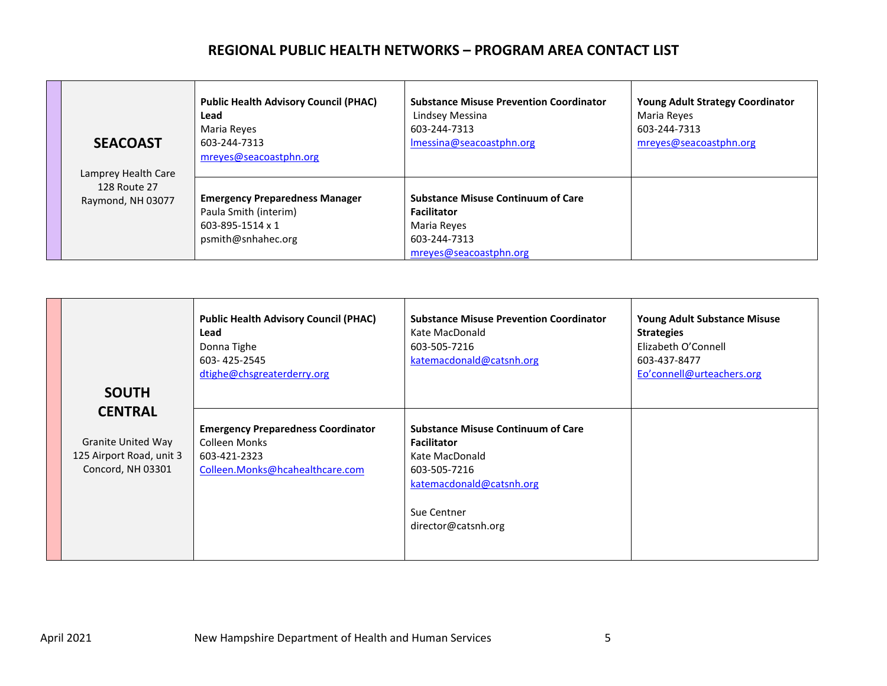# REGIONAL PUBLIC HEALTH NETWORKS – PROGRAM AREA CONTACT LIST

| Region | | | |
|---|---|---|---|
| **SEACOAST**<br><br>Lamprey Health Care<br>128 Route 27<br>Raymond, NH 03077 | **Public Health Advisory Council (PHAC) Lead**<br>Maria Reyes<br>603-244-7313<br>mreyes@seacoastphn.org | **Substance Misuse Prevention Coordinator**<br>Lindsey Messina<br>603-244-7313<br>lmessina@seacoastphn.org | **Young Adult Strategy Coordinator**<br>Maria Reyes<br>603-244-7313<br>mreyes@seacoastphn.org |
| | **Emergency Preparedness Manager**<br>Paula Smith (interim)<br>603-895-1514 x 1<br>psmith@snhahec.org | **Substance Misuse Continuum of Care Facilitator**<br>Maria Reyes<br>603-244-7313<br>mreyes@seacoastphn.org | |

| Region | | | |
|---|---|---|---|
| **SOUTH CENTRAL**<br><br>Granite United Way<br>125 Airport Road, unit 3<br>Concord, NH 03301 | **Public Health Advisory Council (PHAC) Lead**<br>Donna Tighe<br>603- 425-2545<br>dtighe@chsgreaterderry.org | **Substance Misuse Prevention Coordinator**<br>Kate MacDonald<br>603-505-7216<br>katemacdonald@catsnh.org | **Young Adult Substance Misuse Strategies**<br>Elizabeth O'Connell<br>603-437-8477<br>Eo'connell@urteachers.org |
| | **Emergency Preparedness Coordinator**<br>Colleen Monks<br>603-421-2323<br>Colleen.Monks@hcahealthcare.com | **Substance Misuse Continuum of Care Facilitator**<br>Kate MacDonald<br>603-505-7216<br>katemacdonald@catsnh.org<br><br>Sue Centner<br>director@catsnh.org | |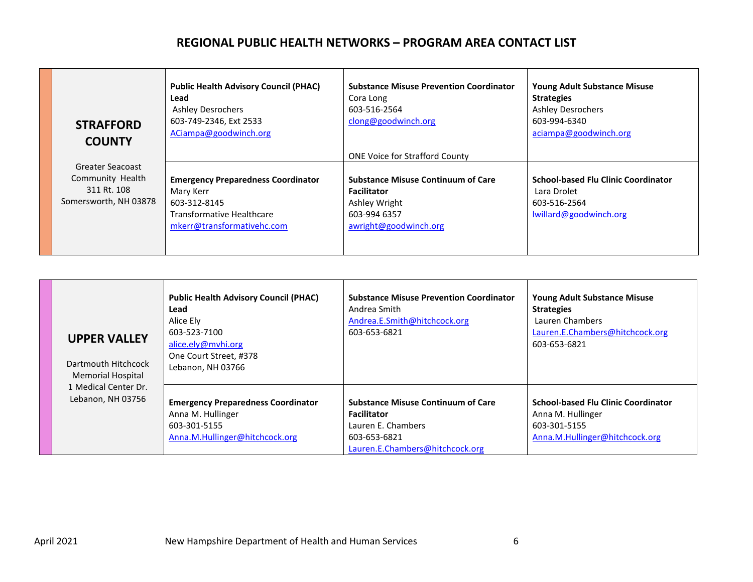# REGIONAL PUBLIC HEALTH NETWORKS – PROGRAM AREA CONTACT LIST

| | | | |
|---|---|---|---|
| **STRAFFORD COUNTY**<br><br>Greater Seacoast Community Health<br>311 Rt. 108<br>Somersworth, NH 03878 | **Public Health Advisory Council (PHAC) Lead**<br>Ashley Desrochers<br>603-749-2346, Ext 2533<br>ACiampa@goodwinch.org | **Substance Misuse Prevention Coordinator**<br>Cora Long<br>603-516-2564<br>clong@goodwinch.org<br><br>ONE Voice for Strafford County | **Young Adult Substance Misuse Strategies**<br>Ashley Desrochers<br>603-994-6340<br>aciampa@goodwinch.org |
| | **Emergency Preparedness Coordinator**<br>Mary Kerr<br>603-312-8145<br>Transformative Healthcare<br>mkerr@transformativehc.com | **Substance Misuse Continuum of Care Facilitator**<br>Ashley Wright<br>603-994 6357<br>awright@goodwinch.org | **School-based Flu Clinic Coordinator**<br>Lara Drolet<br>603-516-2564<br>lwillard@goodwinch.org |

| | | | |
|---|---|---|---|
| **UPPER VALLEY**<br><br>Dartmouth Hitchcock Memorial Hospital<br>1 Medical Center Dr.<br>Lebanon, NH 03756 | **Public Health Advisory Council (PHAC) Lead**<br>Alice Ely<br>603-523-7100<br>alice.ely@mvhi.org<br>One Court Street, #378<br>Lebanon, NH 03766 | **Substance Misuse Prevention Coordinator**<br>Andrea Smith<br>Andrea.E.Smith@hitchcock.org<br>603-653-6821 | **Young Adult Substance Misuse Strategies**<br>Lauren Chambers<br>Lauren.E.Chambers@hitchcock.org<br>603-653-6821 |
| | **Emergency Preparedness Coordinator**<br>Anna M. Hullinger<br>603-301-5155<br>Anna.M.Hullinger@hitchcock.org | **Substance Misuse Continuum of Care Facilitator**<br>Lauren E. Chambers<br>603-653-6821<br>Lauren.E.Chambers@hitchcock.org | **School-based Flu Clinic Coordinator**<br>Anna M. Hullinger<br>603-301-5155<br>Anna.M.Hullinger@hitchcock.org |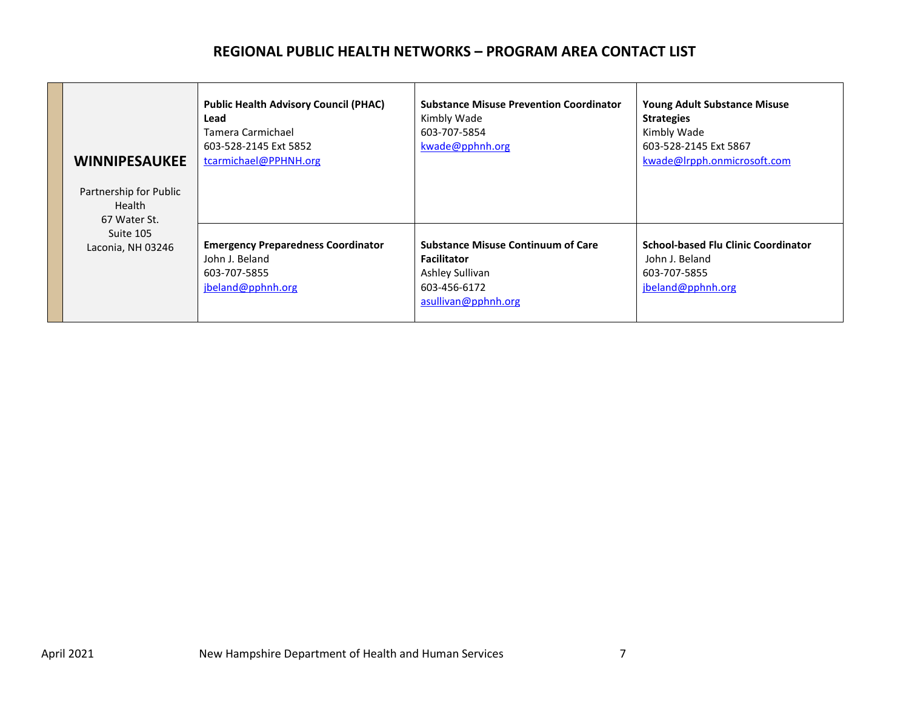## REGIONAL PUBLIC HEALTH NETWORKS – PROGRAM AREA CONTACT LIST

| | | | |
|---|---|---|---|
| **WINNIPESAUKEE**<br><br>Partnership for Public Health<br>67 Water St.<br>Suite 105<br>Laconia, NH 03246 | **Public Health Advisory Council (PHAC) Lead**<br>Tamera Carmichael<br>603-528-2145 Ext 5852<br>tcarmichael@PPHNH.org | **Substance Misuse Prevention Coordinator**<br>Kimbly Wade<br>603-707-5854<br>kwade@pphnh.org | **Young Adult Substance Misuse Strategies**<br>Kimbly Wade<br>603-528-2145 Ext 5867<br>kwade@lrpph.onmicrosoft.com |
| | **Emergency Preparedness Coordinator**<br>John J. Beland<br>603-707-5855<br>jbeland@pphnh.org | **Substance Misuse Continuum of Care Facilitator**<br>Ashley Sullivan<br>603-456-6172<br>asullivan@pphnh.org | **School-based Flu Clinic Coordinator**<br>John J. Beland<br>603-707-5855<br>jbeland@pphnh.org |

April 2021 New Hampshire Department of Health and Human Services